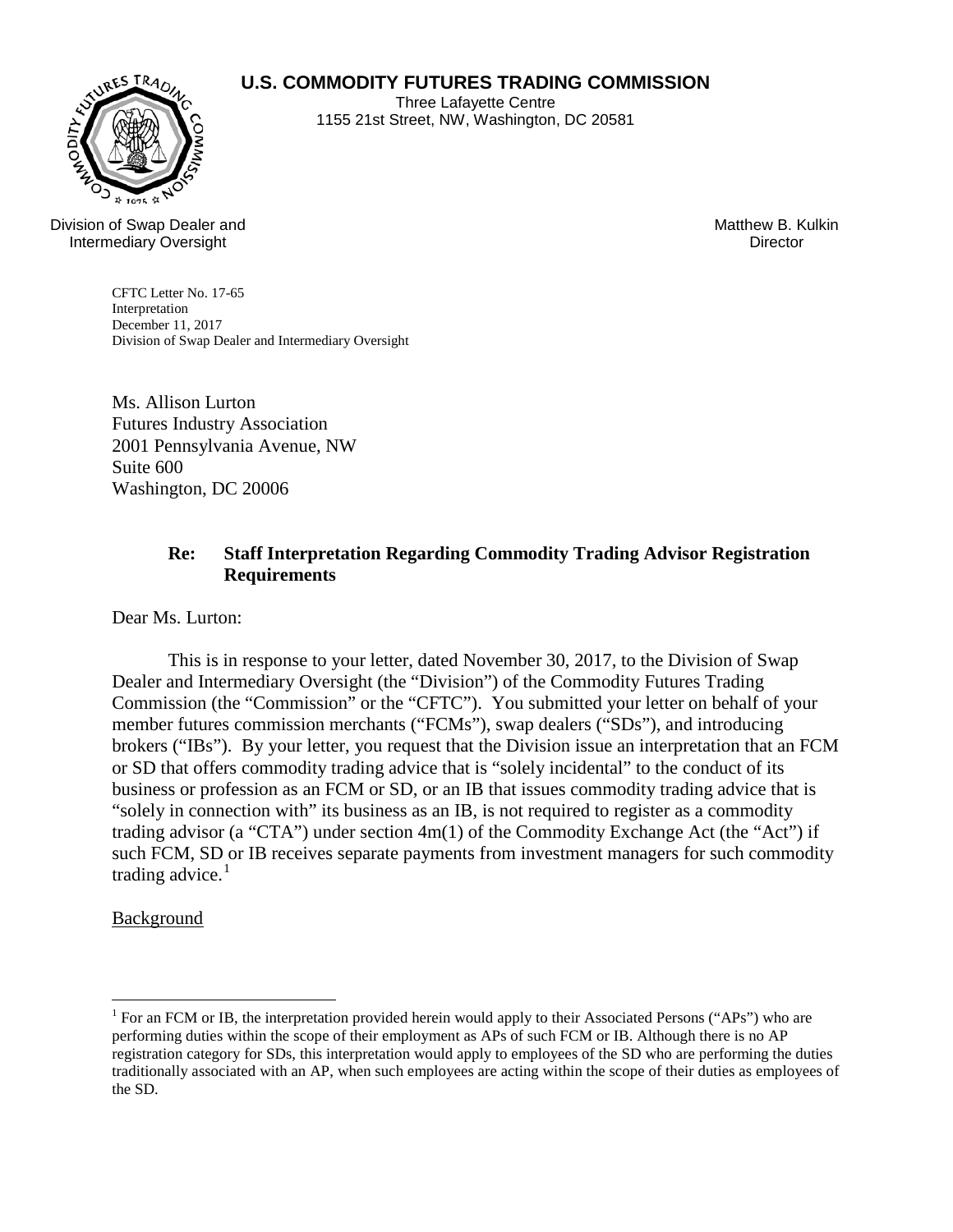**U.S. COMMODITY FUTURES TRADING COMMISSION**

Three Lafayette Centre
1155 21st Street, NW, Washington, DC 20581

Division of Swap Dealer and Intermediary Oversight

Matthew B. Kulkin
Director

CFTC Letter No. 17-65
Interpretation
December 11, 2017
Division of Swap Dealer and Intermediary Oversight

Ms. Allison Lurton
Futures Industry Association
2001 Pennsylvania Avenue, NW
Suite 600
Washington, DC 20006

**Re: Staff Interpretation Regarding Commodity Trading Advisor Registration Requirements**

Dear Ms. Lurton:

This is in response to your letter, dated November 30, 2017, to the Division of Swap Dealer and Intermediary Oversight (the "Division") of the Commodity Futures Trading Commission (the "Commission" or the "CFTC"). You submitted your letter on behalf of your member futures commission merchants ("FCMs"), swap dealers ("SDs"), and introducing brokers ("IBs"). By your letter, you request that the Division issue an interpretation that an FCM or SD that offers commodity trading advice that is "solely incidental" to the conduct of its business or profession as an FCM or SD, or an IB that issues commodity trading advice that is "solely in connection with" its business as an IB, is not required to register as a commodity trading advisor (a "CTA") under section 4m(1) of the Commodity Exchange Act (the "Act") if such FCM, SD or IB receives separate payments from investment managers for such commodity trading advice.[1]

Background

[1] For an FCM or IB, the interpretation provided herein would apply to their Associated Persons ("APs") who are performing duties within the scope of their employment as APs of such FCM or IB. Although there is no AP registration category for SDs, this interpretation would apply to employees of the SD who are performing the duties traditionally associated with an AP, when such employees are acting within the scope of their duties as employees of the SD.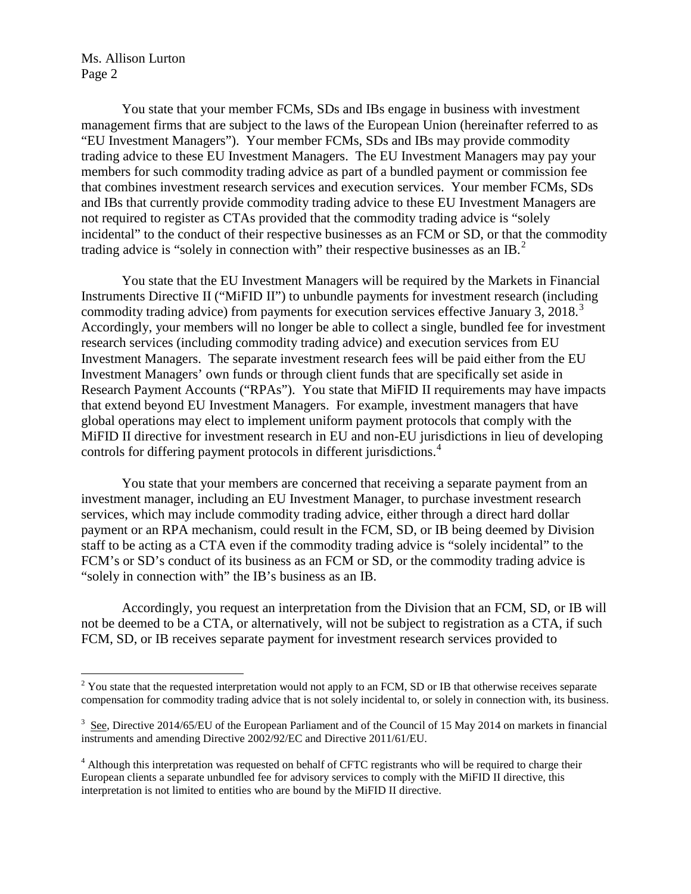Ms. Allison Lurton

You state that your member FCMs, SDs and IBs engage in business with investment management firms that are subject to the laws of the European Union (hereinafter referred to as "EU Investment Managers"). Your member FCMs, SDs and IBs may provide commodity trading advice to these EU Investment Managers. The EU Investment Managers may pay your members for such commodity trading advice as part of a bundled payment or commission fee that combines investment research services and execution services. Your member FCMs, SDs and IBs that currently provide commodity trading advice to these EU Investment Managers are not required to register as CTAs provided that the commodity trading advice is "solely incidental" to the conduct of their respective businesses as an FCM or SD, or that the commodity trading advice is "solely in connection with" their respective businesses as an IB.[2]

You state that the EU Investment Managers will be required by the Markets in Financial Instruments Directive II ("MiFID II") to unbundle payments for investment research (including commodity trading advice) from payments for execution services effective January 3, 2018.[3] Accordingly, your members will no longer be able to collect a single, bundled fee for investment research services (including commodity trading advice) and execution services from EU Investment Managers. The separate investment research fees will be paid either from the EU Investment Managers' own funds or through client funds that are specifically set aside in Research Payment Accounts ("RPAs"). You state that MiFID II requirements may have impacts that extend beyond EU Investment Managers. For example, investment managers that have global operations may elect to implement uniform payment protocols that comply with the MiFID II directive for investment research in EU and non-EU jurisdictions in lieu of developing controls for differing payment protocols in different jurisdictions.[4]

You state that your members are concerned that receiving a separate payment from an investment manager, including an EU Investment Manager, to purchase investment research services, which may include commodity trading advice, either through a direct hard dollar payment or an RPA mechanism, could result in the FCM, SD, or IB being deemed by Division staff to be acting as a CTA even if the commodity trading advice is "solely incidental" to the FCM's or SD's conduct of its business as an FCM or SD, or the commodity trading advice is "solely in connection with" the IB's business as an IB.

Accordingly, you request an interpretation from the Division that an FCM, SD, or IB will not be deemed to be a CTA, or alternatively, will not be subject to registration as a CTA, if such FCM, SD, or IB receives separate payment for investment research services provided to

---

[2] You state that the requested interpretation would not apply to an FCM, SD or IB that otherwise receives separate compensation for commodity trading advice that is not solely incidental to, or solely in connection with, its business.

[3] See, Directive 2014/65/EU of the European Parliament and of the Council of 15 May 2014 on markets in financial instruments and amending Directive 2002/92/EC and Directive 2011/61/EU.

[4] Although this interpretation was requested on behalf of CFTC registrants who will be required to charge their European clients a separate unbundled fee for advisory services to comply with the MiFID II directive, this interpretation is not limited to entities who are bound by the MiFID II directive.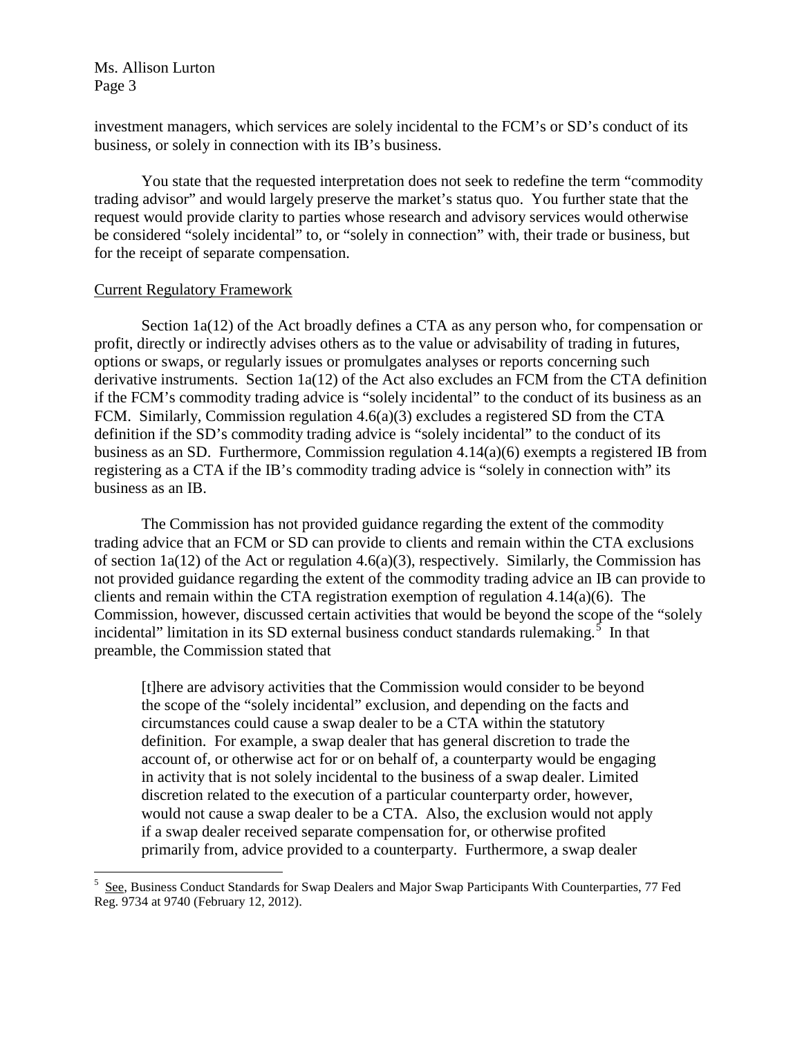investment managers, which services are solely incidental to the FCM's or SD's conduct of its business, or solely in connection with its IB's business.

You state that the requested interpretation does not seek to redefine the term "commodity trading advisor" and would largely preserve the market's status quo. You further state that the request would provide clarity to parties whose research and advisory services would otherwise be considered "solely incidental" to, or "solely in connection" with, their trade or business, but for the receipt of separate compensation.

## Current Regulatory Framework

Section 1a(12) of the Act broadly defines a CTA as any person who, for compensation or profit, directly or indirectly advises others as to the value or advisability of trading in futures, options or swaps, or regularly issues or promulgates analyses or reports concerning such derivative instruments. Section 1a(12) of the Act also excludes an FCM from the CTA definition if the FCM's commodity trading advice is "solely incidental" to the conduct of its business as an FCM. Similarly, Commission regulation 4.6(a)(3) excludes a registered SD from the CTA definition if the SD's commodity trading advice is "solely incidental" to the conduct of its business as an SD. Furthermore, Commission regulation 4.14(a)(6) exempts a registered IB from registering as a CTA if the IB's commodity trading advice is "solely in connection with" its business as an IB.

The Commission has not provided guidance regarding the extent of the commodity trading advice that an FCM or SD can provide to clients and remain within the CTA exclusions of section 1a(12) of the Act or regulation 4.6(a)(3), respectively. Similarly, the Commission has not provided guidance regarding the extent of the commodity trading advice an IB can provide to clients and remain within the CTA registration exemption of regulation 4.14(a)(6). The Commission, however, discussed certain activities that would be beyond the scope of the "solely incidental" limitation in its SD external business conduct standards rulemaking.[5] In that preamble, the Commission stated that

> [t]here are advisory activities that the Commission would consider to be beyond the scope of the "solely incidental" exclusion, and depending on the facts and circumstances could cause a swap dealer to be a CTA within the statutory definition. For example, a swap dealer that has general discretion to trade the account of, or otherwise act for or on behalf of, a counterparty would be engaging in activity that is not solely incidental to the business of a swap dealer. Limited discretion related to the execution of a particular counterparty order, however, would not cause a swap dealer to be a CTA. Also, the exclusion would not apply if a swap dealer received separate compensation for, or otherwise profited primarily from, advice provided to a counterparty. Furthermore, a swap dealer

[5] See, Business Conduct Standards for Swap Dealers and Major Swap Participants With Counterparties, 77 Fed Reg. 9734 at 9740 (February 12, 2012).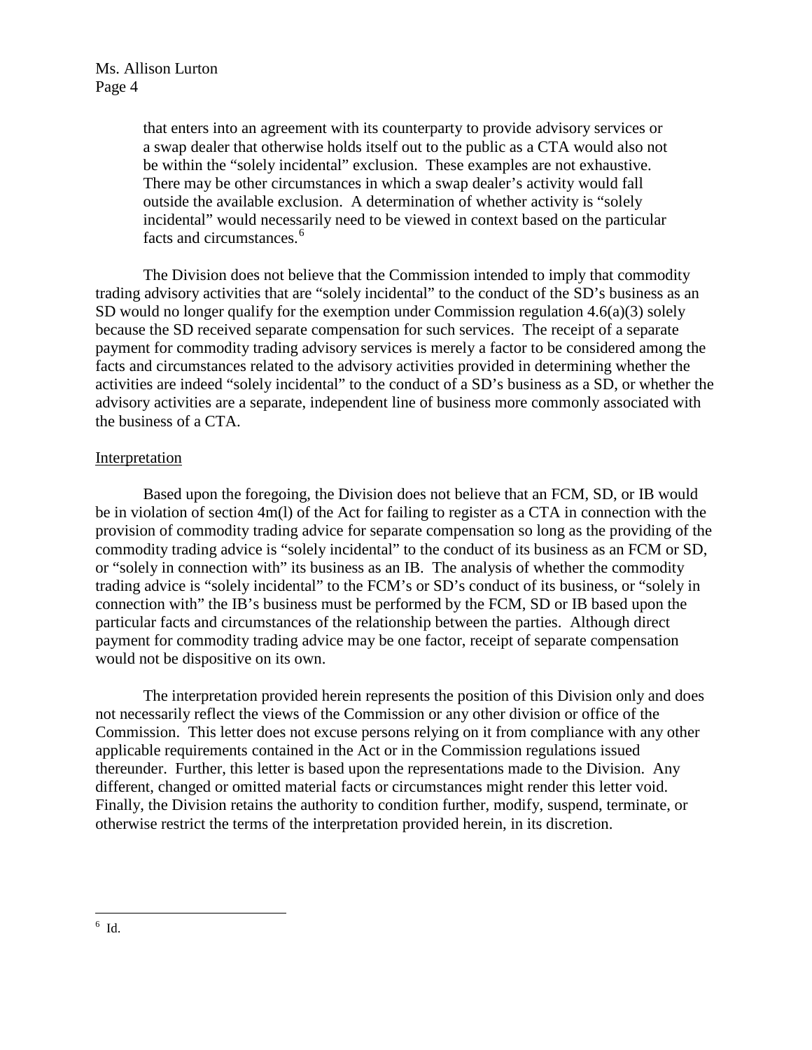> that enters into an agreement with its counterparty to provide advisory services or a swap dealer that otherwise holds itself out to the public as a CTA would also not be within the "solely incidental" exclusion. These examples are not exhaustive. There may be other circumstances in which a swap dealer's activity would fall outside the available exclusion. A determination of whether activity is "solely incidental" would necessarily need to be viewed in context based on the particular facts and circumstances.[6]

The Division does not believe that the Commission intended to imply that commodity trading advisory activities that are "solely incidental" to the conduct of the SD's business as an SD would no longer qualify for the exemption under Commission regulation 4.6(a)(3) solely because the SD received separate compensation for such services. The receipt of a separate payment for commodity trading advisory services is merely a factor to be considered among the facts and circumstances related to the advisory activities provided in determining whether the activities are indeed "solely incidental" to the conduct of a SD's business as a SD, or whether the advisory activities are a separate, independent line of business more commonly associated with the business of a CTA.

## Interpretation

Based upon the foregoing, the Division does not believe that an FCM, SD, or IB would be in violation of section 4m(l) of the Act for failing to register as a CTA in connection with the provision of commodity trading advice for separate compensation so long as the providing of the commodity trading advice is "solely incidental" to the conduct of its business as an FCM or SD, or "solely in connection with" its business as an IB. The analysis of whether the commodity trading advice is "solely incidental" to the FCM's or SD's conduct of its business, or "solely in connection with" the IB's business must be performed by the FCM, SD or IB based upon the particular facts and circumstances of the relationship between the parties. Although direct payment for commodity trading advice may be one factor, receipt of separate compensation would not be dispositive on its own.

The interpretation provided herein represents the position of this Division only and does not necessarily reflect the views of the Commission or any other division or office of the Commission. This letter does not excuse persons relying on it from compliance with any other applicable requirements contained in the Act or in the Commission regulations issued thereunder. Further, this letter is based upon the representations made to the Division. Any different, changed or omitted material facts or circumstances might render this letter void. Finally, the Division retains the authority to condition further, modify, suspend, terminate, or otherwise restrict the terms of the interpretation provided herein, in its discretion.

---

[6] Id.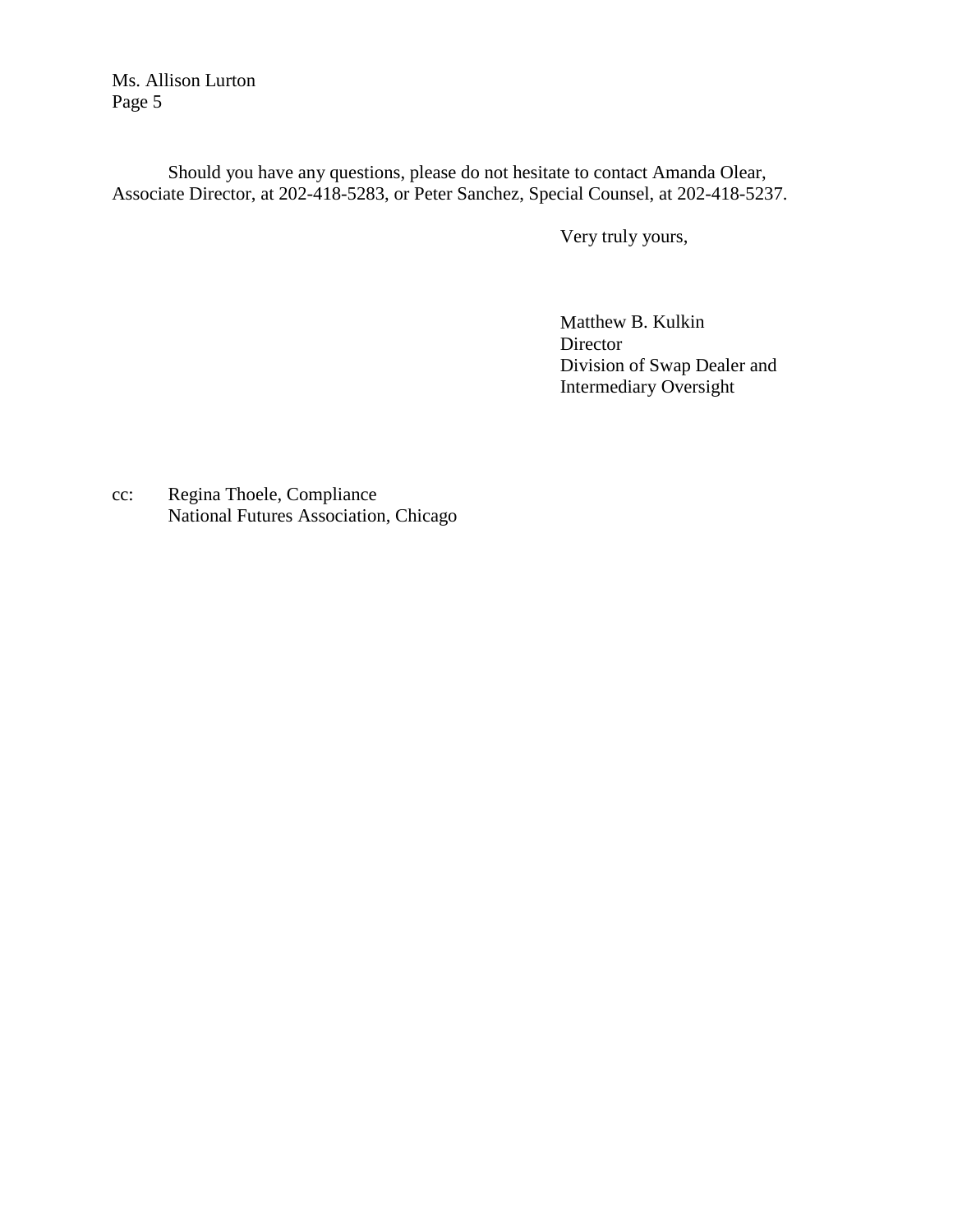Should you have any questions, please do not hesitate to contact Amanda Olear, Associate Director, at 202-418-5283, or Peter Sanchez, Special Counsel, at 202-418-5237.

Very truly yours,

Matthew B. Kulkin
Director
Division of Swap Dealer and
Intermediary Oversight

cc: Regina Thoele, Compliance
National Futures Association, Chicago